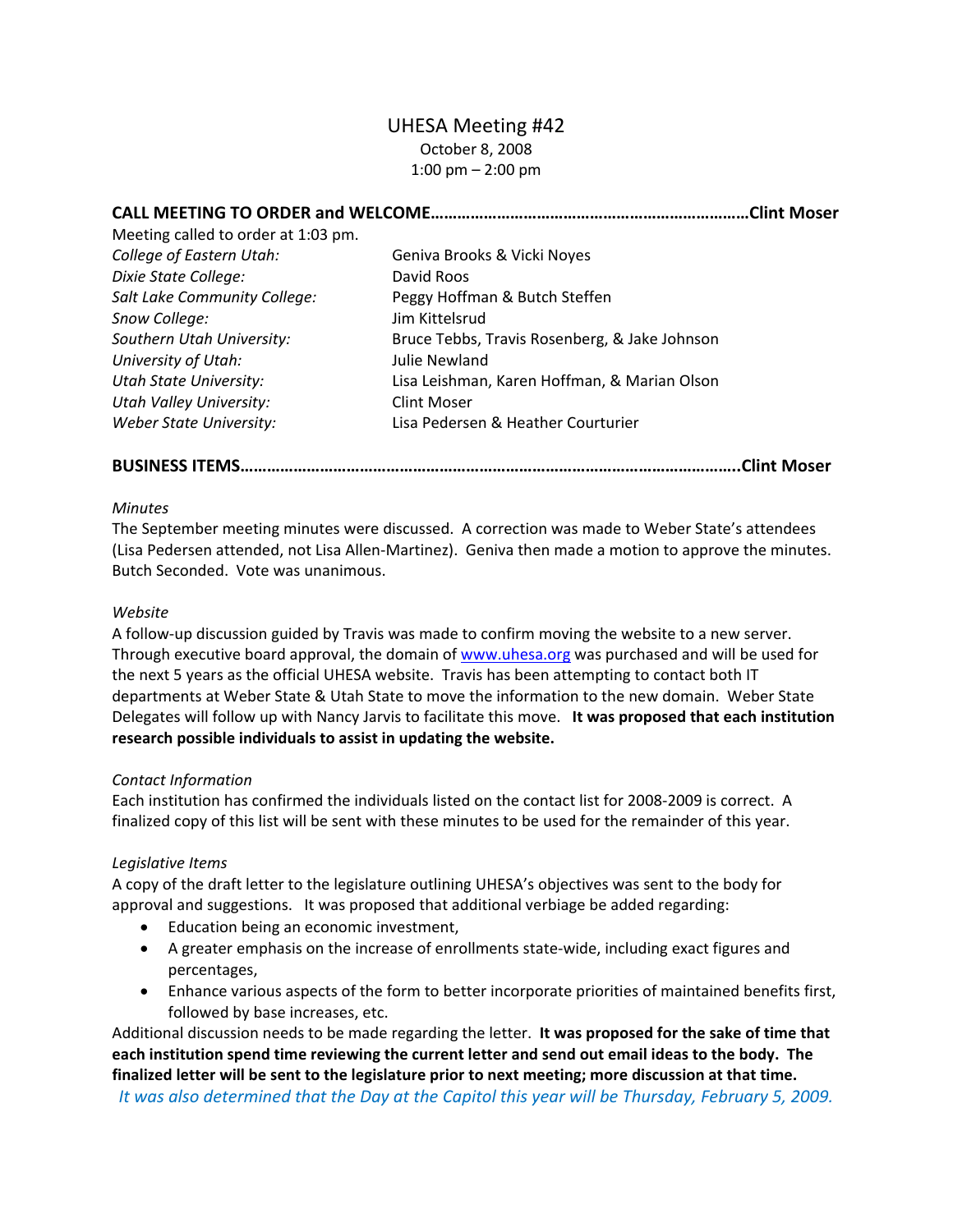# UHESA Meeting #42

October 8, 2008
1:00 pm – 2:00 pm

## CALL MEETING TO ORDER and WELCOME……………………………………………………………Clint Moser

Meeting called to order at 1:03 pm.

| | |
|---|---|
| *College of Eastern Utah:* | Geniva Brooks & Vicki Noyes |
| *Dixie State College:* | David Roos |
| *Salt Lake Community College:* | Peggy Hoffman & Butch Steffen |
| *Snow College:* | Jim Kittelsrud |
| *Southern Utah University:* | Bruce Tebbs, Travis Rosenberg, & Jake Johnson |
| *University of Utah:* | Julie Newland |
| *Utah State University:* | Lisa Leishman, Karen Hoffman, & Marian Olson |
| *Utah Valley University:* | Clint Moser |
| *Weber State University:* | Lisa Pedersen & Heather Courturier |

## BUSINESS ITEMS……………………………………………………………………………………………….Clint Moser

*Minutes*

The September meeting minutes were discussed. A correction was made to Weber State's attendees (Lisa Pedersen attended, not Lisa Allen-Martinez). Geniva then made a motion to approve the minutes. Butch Seconded. Vote was unanimous.

*Website*

A follow-up discussion guided by Travis was made to confirm moving the website to a new server. Through executive board approval, the domain of www.uhesa.org was purchased and will be used for the next 5 years as the official UHESA website. Travis has been attempting to contact both IT departments at Weber State & Utah State to move the information to the new domain. Weber State Delegates will follow up with Nancy Jarvis to facilitate this move. **It was proposed that each institution research possible individuals to assist in updating the website.**

*Contact Information*

Each institution has confirmed the individuals listed on the contact list for 2008-2009 is correct. A finalized copy of this list will be sent with these minutes to be used for the remainder of this year.

*Legislative Items*

A copy of the draft letter to the legislature outlining UHESA's objectives was sent to the body for approval and suggestions. It was proposed that additional verbiage be added regarding:

- Education being an economic investment,
- A greater emphasis on the increase of enrollments state-wide, including exact figures and percentages,
- Enhance various aspects of the form to better incorporate priorities of maintained benefits first, followed by base increases, etc.

Additional discussion needs to be made regarding the letter. **It was proposed for the sake of time that each institution spend time reviewing the current letter and send out email ideas to the body. The finalized letter will be sent to the legislature prior to next meeting; more discussion at that time.**

*It was also determined that the Day at the Capitol this year will be Thursday, February 5, 2009.*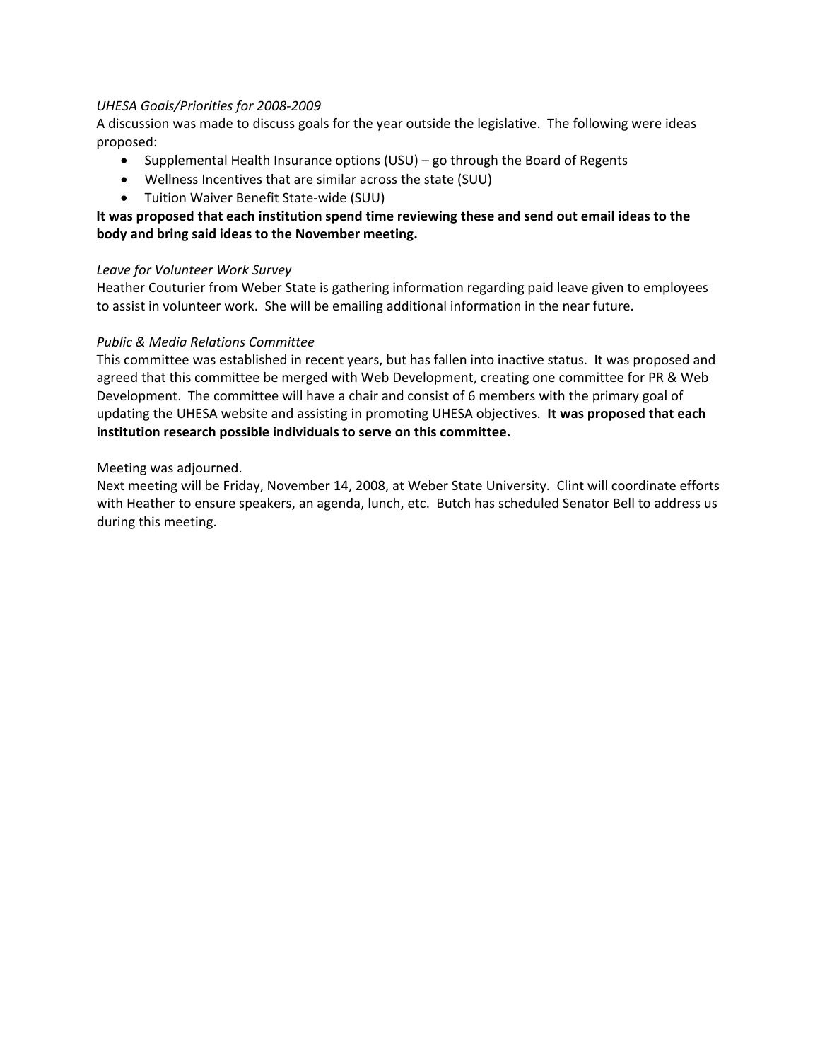*UHESA Goals/Priorities for 2008-2009*

A discussion was made to discuss goals for the year outside the legislative. The following were ideas proposed:

- Supplemental Health Insurance options (USU) – go through the Board of Regents
- Wellness Incentives that are similar across the state (SUU)
- Tuition Waiver Benefit State-wide (SUU)

**It was proposed that each institution spend time reviewing these and send out email ideas to the body and bring said ideas to the November meeting.**

*Leave for Volunteer Work Survey*

Heather Couturier from Weber State is gathering information regarding paid leave given to employees to assist in volunteer work. She will be emailing additional information in the near future.

*Public & Media Relations Committee*

This committee was established in recent years, but has fallen into inactive status. It was proposed and agreed that this committee be merged with Web Development, creating one committee for PR & Web Development. The committee will have a chair and consist of 6 members with the primary goal of updating the UHESA website and assisting in promoting UHESA objectives. **It was proposed that each institution research possible individuals to serve on this committee.**

Meeting was adjourned.

Next meeting will be Friday, November 14, 2008, at Weber State University. Clint will coordinate efforts with Heather to ensure speakers, an agenda, lunch, etc. Butch has scheduled Senator Bell to address us during this meeting.